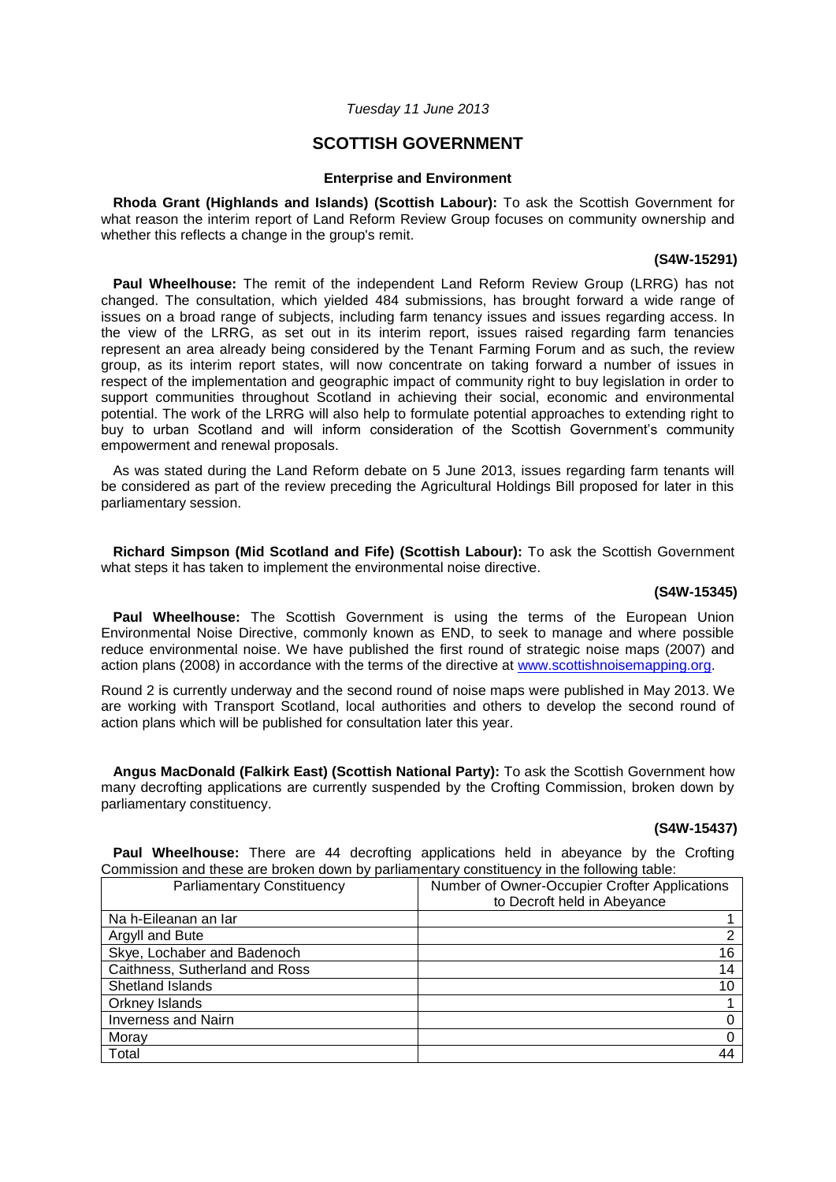*Tuesday 11 June 2013*

# SCOTTISH GOVERNMENT

### Enterprise and Environment

**Rhoda Grant (Highlands and Islands) (Scottish Labour):** To ask the Scottish Government for what reason the interim report of Land Reform Review Group focuses on community ownership and whether this reflects a change in the group's remit.

**(S4W-15291)**

**Paul Wheelhouse:** The remit of the independent Land Reform Review Group (LRRG) has not changed. The consultation, which yielded 484 submissions, has brought forward a wide range of issues on a broad range of subjects, including farm tenancy issues and issues regarding access. In the view of the LRRG, as set out in its interim report, issues raised regarding farm tenancies represent an area already being considered by the Tenant Farming Forum and as such, the review group, as its interim report states, will now concentrate on taking forward a number of issues in respect of the implementation and geographic impact of community right to buy legislation in order to support communities throughout Scotland in achieving their social, economic and environmental potential. The work of the LRRG will also help to formulate potential approaches to extending right to buy to urban Scotland and will inform consideration of the Scottish Government's community empowerment and renewal proposals.

As was stated during the Land Reform debate on 5 June 2013, issues regarding farm tenants will be considered as part of the review preceding the Agricultural Holdings Bill proposed for later in this parliamentary session.

**Richard Simpson (Mid Scotland and Fife) (Scottish Labour):** To ask the Scottish Government what steps it has taken to implement the environmental noise directive.

**(S4W-15345)**

**Paul Wheelhouse:** The Scottish Government is using the terms of the European Union Environmental Noise Directive, commonly known as END, to seek to manage and where possible reduce environmental noise. We have published the first round of strategic noise maps (2007) and action plans (2008) in accordance with the terms of the directive at www.scottishnoisemapping.org.

Round 2 is currently underway and the second round of noise maps were published in May 2013. We are working with Transport Scotland, local authorities and others to develop the second round of action plans which will be published for consultation later this year.

**Angus MacDonald (Falkirk East) (Scottish National Party):** To ask the Scottish Government how many decrofting applications are currently suspended by the Crofting Commission, broken down by parliamentary constituency.

**(S4W-15437)**

**Paul Wheelhouse:** There are 44 decrofting applications held in abeyance by the Crofting Commission and these are broken down by parliamentary constituency in the following table:

| Parliamentary Constituency | Number of Owner-Occupier Crofter Applications to Decroft held in Abeyance |
|---|---|
| Na h-Eileanan an Iar | 1 |
| Argyll and Bute | 2 |
| Skye, Lochaber and Badenoch | 16 |
| Caithness, Sutherland and Ross | 14 |
| Shetland Islands | 10 |
| Orkney Islands | 1 |
| Inverness and Nairn | 0 |
| Moray | 0 |
| Total | 44 |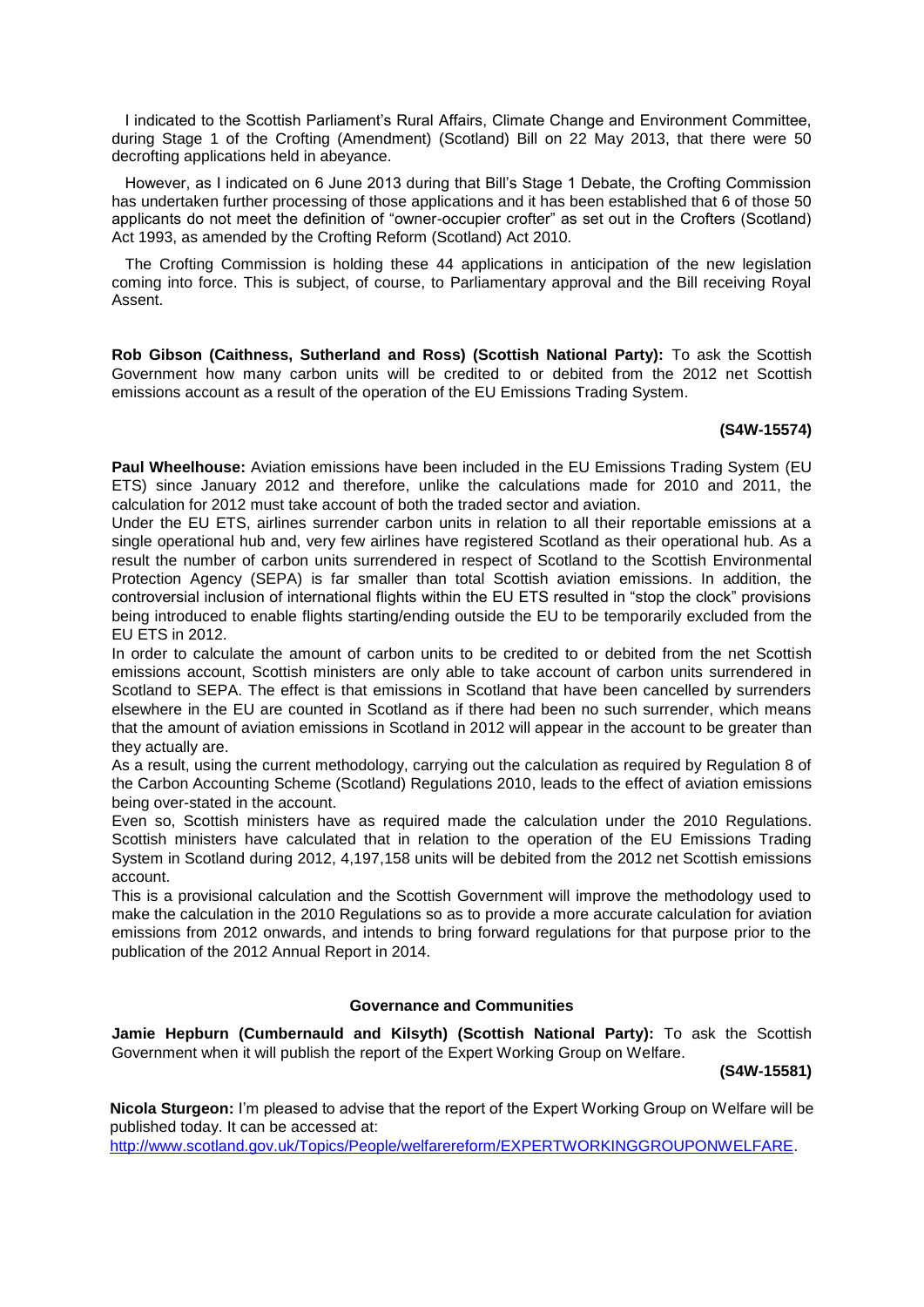I indicated to the Scottish Parliament's Rural Affairs, Climate Change and Environment Committee, during Stage 1 of the Crofting (Amendment) (Scotland) Bill on 22 May 2013, that there were 50 decrofting applications held in abeyance.

However, as I indicated on 6 June 2013 during that Bill's Stage 1 Debate, the Crofting Commission has undertaken further processing of those applications and it has been established that 6 of those 50 applicants do not meet the definition of "owner-occupier crofter" as set out in the Crofters (Scotland) Act 1993, as amended by the Crofting Reform (Scotland) Act 2010.

The Crofting Commission is holding these 44 applications in anticipation of the new legislation coming into force. This is subject, of course, to Parliamentary approval and the Bill receiving Royal Assent.

**Rob Gibson (Caithness, Sutherland and Ross) (Scottish National Party):** To ask the Scottish Government how many carbon units will be credited to or debited from the 2012 net Scottish emissions account as a result of the operation of the EU Emissions Trading System.

**(S4W-15574)**

**Paul Wheelhouse:** Aviation emissions have been included in the EU Emissions Trading System (EU ETS) since January 2012 and therefore, unlike the calculations made for 2010 and 2011, the calculation for 2012 must take account of both the traded sector and aviation.

Under the EU ETS, airlines surrender carbon units in relation to all their reportable emissions at a single operational hub and, very few airlines have registered Scotland as their operational hub. As a result the number of carbon units surrendered in respect of Scotland to the Scottish Environmental Protection Agency (SEPA) is far smaller than total Scottish aviation emissions. In addition, the controversial inclusion of international flights within the EU ETS resulted in "stop the clock" provisions being introduced to enable flights starting/ending outside the EU to be temporarily excluded from the EU ETS in 2012.

In order to calculate the amount of carbon units to be credited to or debited from the net Scottish emissions account, Scottish ministers are only able to take account of carbon units surrendered in Scotland to SEPA. The effect is that emissions in Scotland that have been cancelled by surrenders elsewhere in the EU are counted in Scotland as if there had been no such surrender, which means that the amount of aviation emissions in Scotland in 2012 will appear in the account to be greater than they actually are.

As a result, using the current methodology, carrying out the calculation as required by Regulation 8 of the Carbon Accounting Scheme (Scotland) Regulations 2010, leads to the effect of aviation emissions being over-stated in the account.

Even so, Scottish ministers have as required made the calculation under the 2010 Regulations. Scottish ministers have calculated that in relation to the operation of the EU Emissions Trading System in Scotland during 2012, 4,197,158 units will be debited from the 2012 net Scottish emissions account.

This is a provisional calculation and the Scottish Government will improve the methodology used to make the calculation in the 2010 Regulations so as to provide a more accurate calculation for aviation emissions from 2012 onwards, and intends to bring forward regulations for that purpose prior to the publication of the 2012 Annual Report in 2014.

## Governance and Communities

**Jamie Hepburn (Cumbernauld and Kilsyth) (Scottish National Party):** To ask the Scottish Government when it will publish the report of the Expert Working Group on Welfare.

**(S4W-15581)**

**Nicola Sturgeon:** I'm pleased to advise that the report of the Expert Working Group on Welfare will be published today. It can be accessed at: http://www.scotland.gov.uk/Topics/People/welfarereform/EXPERTWORKINGGROUPONWELFARE.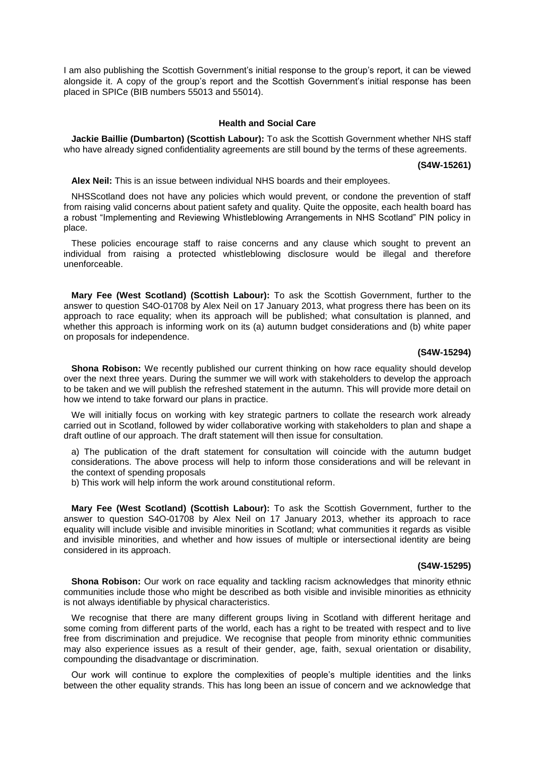I am also publishing the Scottish Government's initial response to the group's report, it can be viewed alongside it. A copy of the group's report and the Scottish Government's initial response has been placed in SPICe (BIB numbers 55013 and 55014).

## Health and Social Care

**Jackie Baillie (Dumbarton) (Scottish Labour):** To ask the Scottish Government whether NHS staff who have already signed confidentiality agreements are still bound by the terms of these agreements.

**(S4W-15261)**

**Alex Neil:** This is an issue between individual NHS boards and their employees.

NHSScotland does not have any policies which would prevent, or condone the prevention of staff from raising valid concerns about patient safety and quality. Quite the opposite, each health board has a robust "Implementing and Reviewing Whistleblowing Arrangements in NHS Scotland" PIN policy in place.

These policies encourage staff to raise concerns and any clause which sought to prevent an individual from raising a protected whistleblowing disclosure would be illegal and therefore unenforceable.

**Mary Fee (West Scotland) (Scottish Labour):** To ask the Scottish Government, further to the answer to question S4O-01708 by Alex Neil on 17 January 2013, what progress there has been on its approach to race equality; when its approach will be published; what consultation is planned, and whether this approach is informing work on its (a) autumn budget considerations and (b) white paper on proposals for independence.

**(S4W-15294)**

**Shona Robison:** We recently published our current thinking on how race equality should develop over the next three years. During the summer we will work with stakeholders to develop the approach to be taken and we will publish the refreshed statement in the autumn. This will provide more detail on how we intend to take forward our plans in practice.

We will initially focus on working with key strategic partners to collate the research work already carried out in Scotland, followed by wider collaborative working with stakeholders to plan and shape a draft outline of our approach. The draft statement will then issue for consultation.

a) The publication of the draft statement for consultation will coincide with the autumn budget considerations. The above process will help to inform those considerations and will be relevant in the context of spending proposals

b) This work will help inform the work around constitutional reform.

**Mary Fee (West Scotland) (Scottish Labour):** To ask the Scottish Government, further to the answer to question S4O-01708 by Alex Neil on 17 January 2013, whether its approach to race equality will include visible and invisible minorities in Scotland; what communities it regards as visible and invisible minorities, and whether and how issues of multiple or intersectional identity are being considered in its approach.

**(S4W-15295)**

**Shona Robison:** Our work on race equality and tackling racism acknowledges that minority ethnic communities include those who might be described as both visible and invisible minorities as ethnicity is not always identifiable by physical characteristics.

We recognise that there are many different groups living in Scotland with different heritage and some coming from different parts of the world, each has a right to be treated with respect and to live free from discrimination and prejudice. We recognise that people from minority ethnic communities may also experience issues as a result of their gender, age, faith, sexual orientation or disability, compounding the disadvantage or discrimination.

Our work will continue to explore the complexities of people's multiple identities and the links between the other equality strands. This has long been an issue of concern and we acknowledge that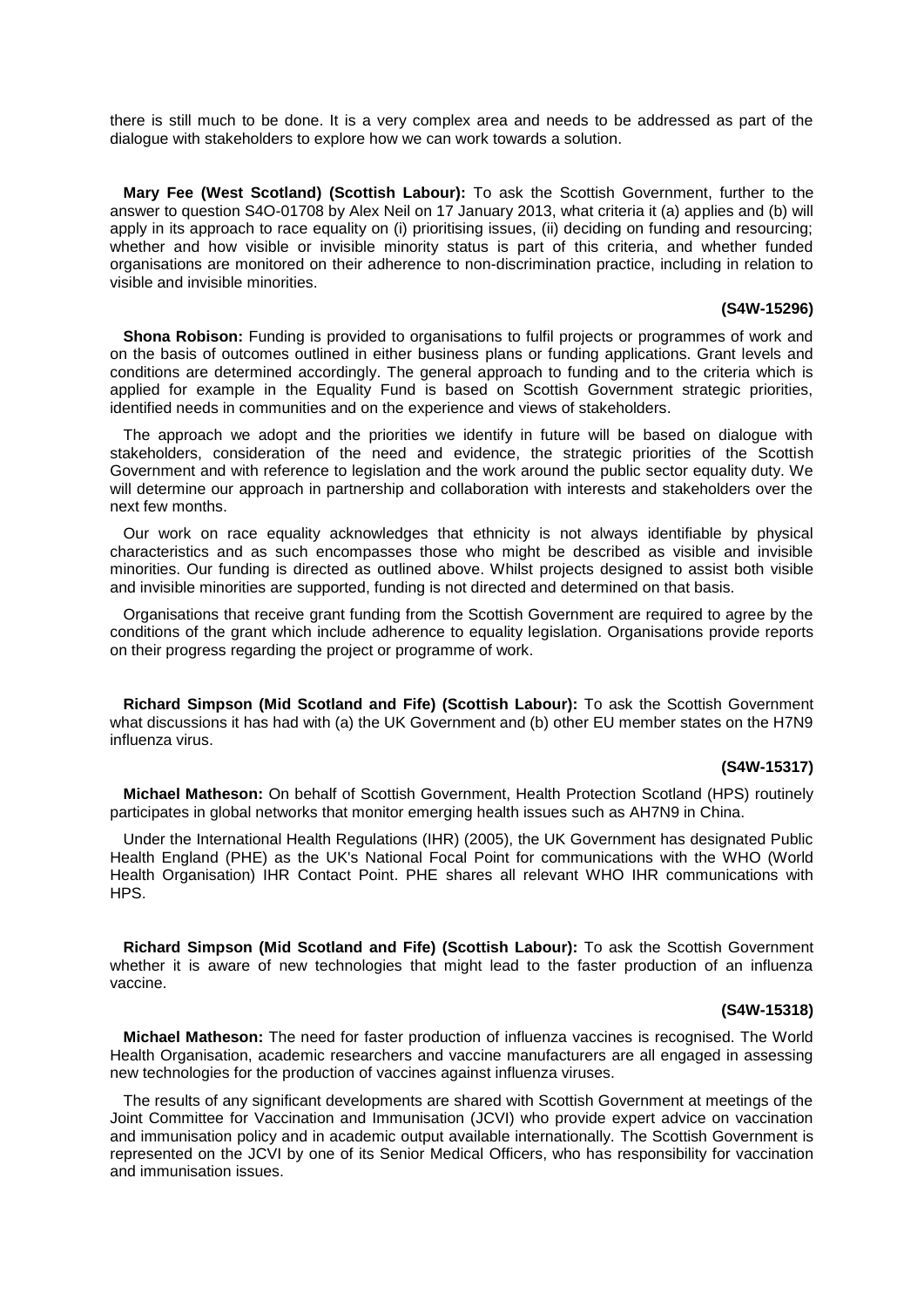there is still much to be done. It is a very complex area and needs to be addressed as part of the dialogue with stakeholders to explore how we can work towards a solution.

**Mary Fee (West Scotland) (Scottish Labour):** To ask the Scottish Government, further to the answer to question S4O-01708 by Alex Neil on 17 January 2013, what criteria it (a) applies and (b) will apply in its approach to race equality on (i) prioritising issues, (ii) deciding on funding and resourcing; whether and how visible or invisible minority status is part of this criteria, and whether funded organisations are monitored on their adherence to non-discrimination practice, including in relation to visible and invisible minorities.

**(S4W-15296)**

**Shona Robison:** Funding is provided to organisations to fulfil projects or programmes of work and on the basis of outcomes outlined in either business plans or funding applications. Grant levels and conditions are determined accordingly. The general approach to funding and to the criteria which is applied for example in the Equality Fund is based on Scottish Government strategic priorities, identified needs in communities and on the experience and views of stakeholders.

The approach we adopt and the priorities we identify in future will be based on dialogue with stakeholders, consideration of the need and evidence, the strategic priorities of the Scottish Government and with reference to legislation and the work around the public sector equality duty. We will determine our approach in partnership and collaboration with interests and stakeholders over the next few months.

Our work on race equality acknowledges that ethnicity is not always identifiable by physical characteristics and as such encompasses those who might be described as visible and invisible minorities. Our funding is directed as outlined above. Whilst projects designed to assist both visible and invisible minorities are supported, funding is not directed and determined on that basis.

Organisations that receive grant funding from the Scottish Government are required to agree by the conditions of the grant which include adherence to equality legislation. Organisations provide reports on their progress regarding the project or programme of work.

**Richard Simpson (Mid Scotland and Fife) (Scottish Labour):** To ask the Scottish Government what discussions it has had with (a) the UK Government and (b) other EU member states on the H7N9 influenza virus.

**(S4W-15317)**

**Michael Matheson:** On behalf of Scottish Government, Health Protection Scotland (HPS) routinely participates in global networks that monitor emerging health issues such as AH7N9 in China.

Under the International Health Regulations (IHR) (2005), the UK Government has designated Public Health England (PHE) as the UK's National Focal Point for communications with the WHO (World Health Organisation) IHR Contact Point. PHE shares all relevant WHO IHR communications with HPS.

**Richard Simpson (Mid Scotland and Fife) (Scottish Labour):** To ask the Scottish Government whether it is aware of new technologies that might lead to the faster production of an influenza vaccine.

**(S4W-15318)**

**Michael Matheson:** The need for faster production of influenza vaccines is recognised. The World Health Organisation, academic researchers and vaccine manufacturers are all engaged in assessing new technologies for the production of vaccines against influenza viruses.

The results of any significant developments are shared with Scottish Government at meetings of the Joint Committee for Vaccination and Immunisation (JCVI) who provide expert advice on vaccination and immunisation policy and in academic output available internationally. The Scottish Government is represented on the JCVI by one of its Senior Medical Officers, who has responsibility for vaccination and immunisation issues.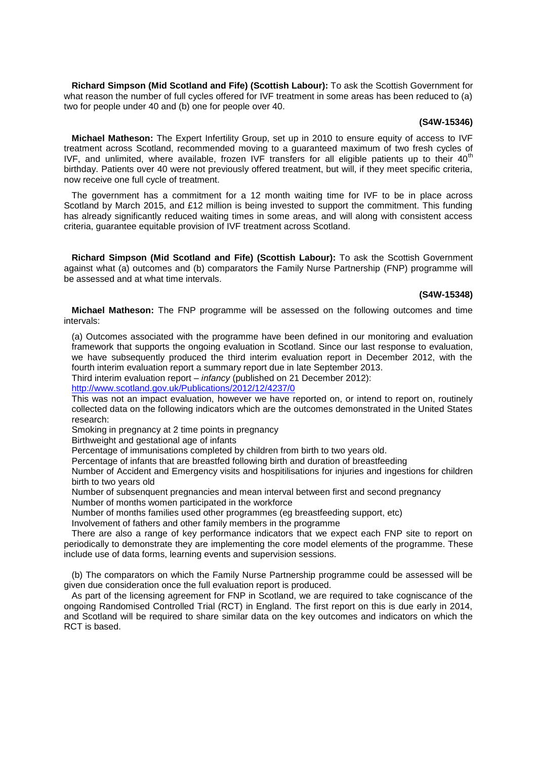**Richard Simpson (Mid Scotland and Fife) (Scottish Labour):** To ask the Scottish Government for what reason the number of full cycles offered for IVF treatment in some areas has been reduced to (a) two for people under 40 and (b) one for people over 40.

**(S4W-15346)**

**Michael Matheson:** The Expert Infertility Group, set up in 2010 to ensure equity of access to IVF treatment across Scotland, recommended moving to a guaranteed maximum of two fresh cycles of IVF, and unlimited, where available, frozen IVF transfers for all eligible patients up to their 40th birthday. Patients over 40 were not previously offered treatment, but will, if they meet specific criteria, now receive one full cycle of treatment.

The government has a commitment for a 12 month waiting time for IVF to be in place across Scotland by March 2015, and £12 million is being invested to support the commitment. This funding has already significantly reduced waiting times in some areas, and will along with consistent access criteria, guarantee equitable provision of IVF treatment across Scotland.

**Richard Simpson (Mid Scotland and Fife) (Scottish Labour):** To ask the Scottish Government against what (a) outcomes and (b) comparators the Family Nurse Partnership (FNP) programme will be assessed and at what time intervals.

**(S4W-15348)**

**Michael Matheson:** The FNP programme will be assessed on the following outcomes and time intervals:

(a) Outcomes associated with the programme have been defined in our monitoring and evaluation framework that supports the ongoing evaluation in Scotland. Since our last response to evaluation, we have subsequently produced the third interim evaluation report in December 2012, with the fourth interim evaluation report a summary report due in late September 2013.

Third interim evaluation report – *infancy* (published on 21 December 2012):
http://www.scotland.gov.uk/Publications/2012/12/4237/0

This was not an impact evaluation, however we have reported on, or intend to report on, routinely collected data on the following indicators which are the outcomes demonstrated in the United States research:

Smoking in pregnancy at 2 time points in pregnancy

Birthweight and gestational age of infants

Percentage of immunisations completed by children from birth to two years old.

Percentage of infants that are breastfed following birth and duration of breastfeeding

Number of Accident and Emergency visits and hospitilisations for injuries and ingestions for children birth to two years old

Number of subsenquent pregnancies and mean interval between first and second pregnancy

Number of months women participated in the workforce

Number of months families used other programmes (eg breastfeeding support, etc)

Involvement of fathers and other family members in the programme

There are also a range of key performance indicators that we expect each FNP site to report on periodically to demonstrate they are implementing the core model elements of the programme. These include use of data forms, learning events and supervision sessions.

(b) The comparators on which the Family Nurse Partnership programme could be assessed will be given due consideration once the full evaluation report is produced.

As part of the licensing agreement for FNP in Scotland, we are required to take cogniscance of the ongoing Randomised Controlled Trial (RCT) in England. The first report on this is due early in 2014, and Scotland will be required to share similar data on the key outcomes and indicators on which the RCT is based.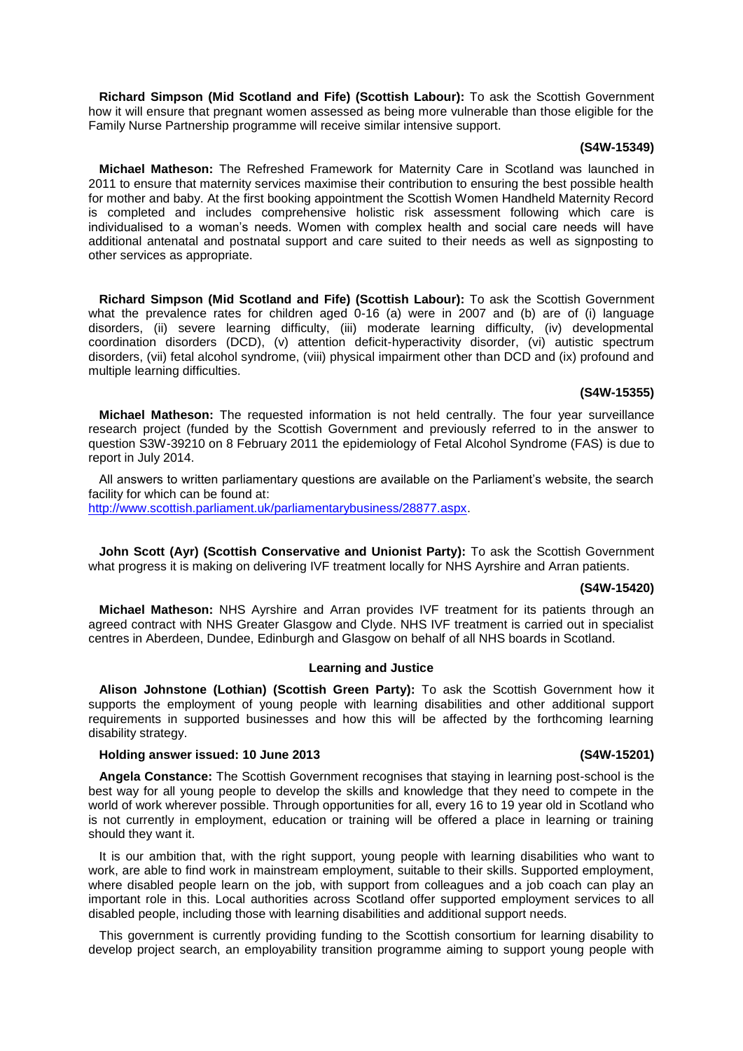**Richard Simpson (Mid Scotland and Fife) (Scottish Labour):** To ask the Scottish Government how it will ensure that pregnant women assessed as being more vulnerable than those eligible for the Family Nurse Partnership programme will receive similar intensive support.

**(S4W-15349)**

**Michael Matheson:** The Refreshed Framework for Maternity Care in Scotland was launched in 2011 to ensure that maternity services maximise their contribution to ensuring the best possible health for mother and baby. At the first booking appointment the Scottish Women Handheld Maternity Record is completed and includes comprehensive holistic risk assessment following which care is individualised to a woman's needs. Women with complex health and social care needs will have additional antenatal and postnatal support and care suited to their needs as well as signposting to other services as appropriate.

**Richard Simpson (Mid Scotland and Fife) (Scottish Labour):** To ask the Scottish Government what the prevalence rates for children aged 0-16 (a) were in 2007 and (b) are of (i) language disorders, (ii) severe learning difficulty, (iii) moderate learning difficulty, (iv) developmental coordination disorders (DCD), (v) attention deficit-hyperactivity disorder, (vi) autistic spectrum disorders, (vii) fetal alcohol syndrome, (viii) physical impairment other than DCD and (ix) profound and multiple learning difficulties.

**(S4W-15355)**

**Michael Matheson:** The requested information is not held centrally. The four year surveillance research project (funded by the Scottish Government and previously referred to in the answer to question S3W-39210 on 8 February 2011 the epidemiology of Fetal Alcohol Syndrome (FAS) is due to report in July 2014.

All answers to written parliamentary questions are available on the Parliament's website, the search facility for which can be found at:
http://www.scottish.parliament.uk/parliamentarybusiness/28877.aspx.

**John Scott (Ayr) (Scottish Conservative and Unionist Party):** To ask the Scottish Government what progress it is making on delivering IVF treatment locally for NHS Ayrshire and Arran patients.

**(S4W-15420)**

**Michael Matheson:** NHS Ayrshire and Arran provides IVF treatment for its patients through an agreed contract with NHS Greater Glasgow and Clyde. NHS IVF treatment is carried out in specialist centres in Aberdeen, Dundee, Edinburgh and Glasgow on behalf of all NHS boards in Scotland.

## Learning and Justice

**Alison Johnstone (Lothian) (Scottish Green Party):** To ask the Scottish Government how it supports the employment of young people with learning disabilities and other additional support requirements in supported businesses and how this will be affected by the forthcoming learning disability strategy.

**Holding answer issued: 10 June 2013** **(S4W-15201)**

**Angela Constance:** The Scottish Government recognises that staying in learning post-school is the best way for all young people to develop the skills and knowledge that they need to compete in the world of work wherever possible. Through opportunities for all, every 16 to 19 year old in Scotland who is not currently in employment, education or training will be offered a place in learning or training should they want it.

It is our ambition that, with the right support, young people with learning disabilities who want to work, are able to find work in mainstream employment, suitable to their skills. Supported employment, where disabled people learn on the job, with support from colleagues and a job coach can play an important role in this. Local authorities across Scotland offer supported employment services to all disabled people, including those with learning disabilities and additional support needs.

This government is currently providing funding to the Scottish consortium for learning disability to develop project search, an employability transition programme aiming to support young people with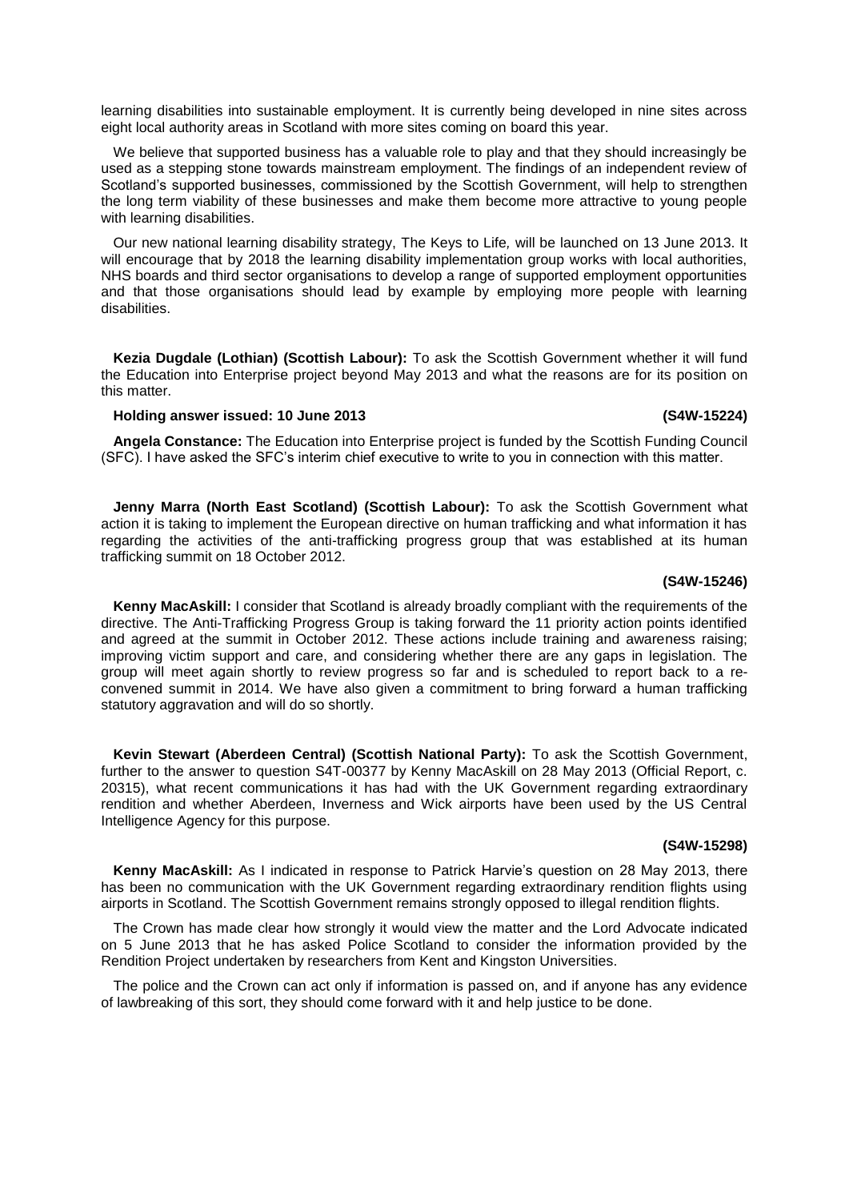learning disabilities into sustainable employment. It is currently being developed in nine sites across eight local authority areas in Scotland with more sites coming on board this year.

We believe that supported business has a valuable role to play and that they should increasingly be used as a stepping stone towards mainstream employment. The findings of an independent review of Scotland's supported businesses, commissioned by the Scottish Government, will help to strengthen the long term viability of these businesses and make them become more attractive to young people with learning disabilities.

Our new national learning disability strategy, The Keys to Life*,* will be launched on 13 June 2013. It will encourage that by 2018 the learning disability implementation group works with local authorities, NHS boards and third sector organisations to develop a range of supported employment opportunities and that those organisations should lead by example by employing more people with learning disabilities.

**Kezia Dugdale (Lothian) (Scottish Labour):** To ask the Scottish Government whether it will fund the Education into Enterprise project beyond May 2013 and what the reasons are for its position on this matter.

**Holding answer issued: 10 June 2013** **(S4W-15224)**

**Angela Constance:** The Education into Enterprise project is funded by the Scottish Funding Council (SFC). I have asked the SFC's interim chief executive to write to you in connection with this matter.

**Jenny Marra (North East Scotland) (Scottish Labour):** To ask the Scottish Government what action it is taking to implement the European directive on human trafficking and what information it has regarding the activities of the anti-trafficking progress group that was established at its human trafficking summit on 18 October 2012.

**(S4W-15246)**

**Kenny MacAskill:** I consider that Scotland is already broadly compliant with the requirements of the directive. The Anti-Trafficking Progress Group is taking forward the 11 priority action points identified and agreed at the summit in October 2012. These actions include training and awareness raising; improving victim support and care, and considering whether there are any gaps in legislation. The group will meet again shortly to review progress so far and is scheduled to report back to a re-convened summit in 2014. We have also given a commitment to bring forward a human trafficking statutory aggravation and will do so shortly.

**Kevin Stewart (Aberdeen Central) (Scottish National Party):** To ask the Scottish Government, further to the answer to question S4T-00377 by Kenny MacAskill on 28 May 2013 (Official Report, c. 20315), what recent communications it has had with the UK Government regarding extraordinary rendition and whether Aberdeen, Inverness and Wick airports have been used by the US Central Intelligence Agency for this purpose.

**(S4W-15298)**

**Kenny MacAskill:** As I indicated in response to Patrick Harvie's question on 28 May 2013, there has been no communication with the UK Government regarding extraordinary rendition flights using airports in Scotland. The Scottish Government remains strongly opposed to illegal rendition flights.

The Crown has made clear how strongly it would view the matter and the Lord Advocate indicated on 5 June 2013 that he has asked Police Scotland to consider the information provided by the Rendition Project undertaken by researchers from Kent and Kingston Universities.

The police and the Crown can act only if information is passed on, and if anyone has any evidence of lawbreaking of this sort, they should come forward with it and help justice to be done.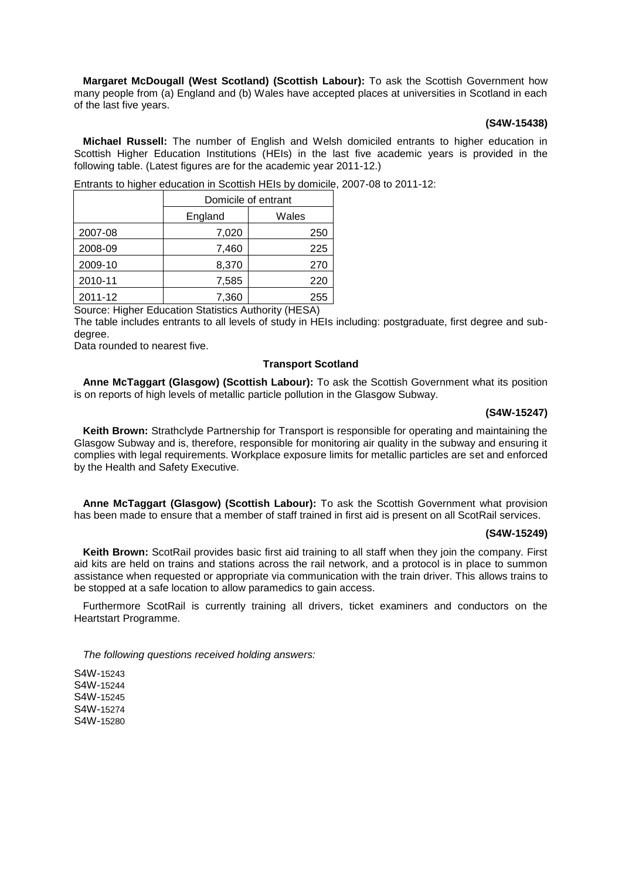**Margaret McDougall (West Scotland) (Scottish Labour):** To ask the Scottish Government how many people from (a) England and (b) Wales have accepted places at universities in Scotland in each of the last five years.

**(S4W-15438)**

**Michael Russell:** The number of English and Welsh domiciled entrants to higher education in Scottish Higher Education Institutions (HEIs) in the last five academic years is provided in the following table. (Latest figures are for the academic year 2011-12.)

Entrants to higher education in Scottish HEIs by domicile, 2007-08 to 2011-12:

| | Domicile of entrant | |
|---|---|---|
| | England | Wales |
| 2007-08 | 7,020 | 250 |
| 2008-09 | 7,460 | 225 |
| 2009-10 | 8,370 | 270 |
| 2010-11 | 7,585 | 220 |
| 2011-12 | 7,360 | 255 |

Source: Higher Education Statistics Authority (HESA)

The table includes entrants to all levels of study in HEIs including: postgraduate, first degree and sub-degree.

Data rounded to nearest five.

### Transport Scotland

**Anne McTaggart (Glasgow) (Scottish Labour):** To ask the Scottish Government what its position is on reports of high levels of metallic particle pollution in the Glasgow Subway.

**(S4W-15247)**

**Keith Brown:** Strathclyde Partnership for Transport is responsible for operating and maintaining the Glasgow Subway and is, therefore, responsible for monitoring air quality in the subway and ensuring it complies with legal requirements. Workplace exposure limits for metallic particles are set and enforced by the Health and Safety Executive.

**Anne McTaggart (Glasgow) (Scottish Labour):** To ask the Scottish Government what provision has been made to ensure that a member of staff trained in first aid is present on all ScotRail services.

**(S4W-15249)**

**Keith Brown:** ScotRail provides basic first aid training to all staff when they join the company. First aid kits are held on trains and stations across the rail network, and a protocol is in place to summon assistance when requested or appropriate via communication with the train driver. This allows trains to be stopped at a safe location to allow paramedics to gain access.

Furthermore ScotRail is currently training all drivers, ticket examiners and conductors on the Heartstart Programme.

*The following questions received holding answers:*

S4W-15243
S4W-15244
S4W-15245
S4W-15274
S4W-15280